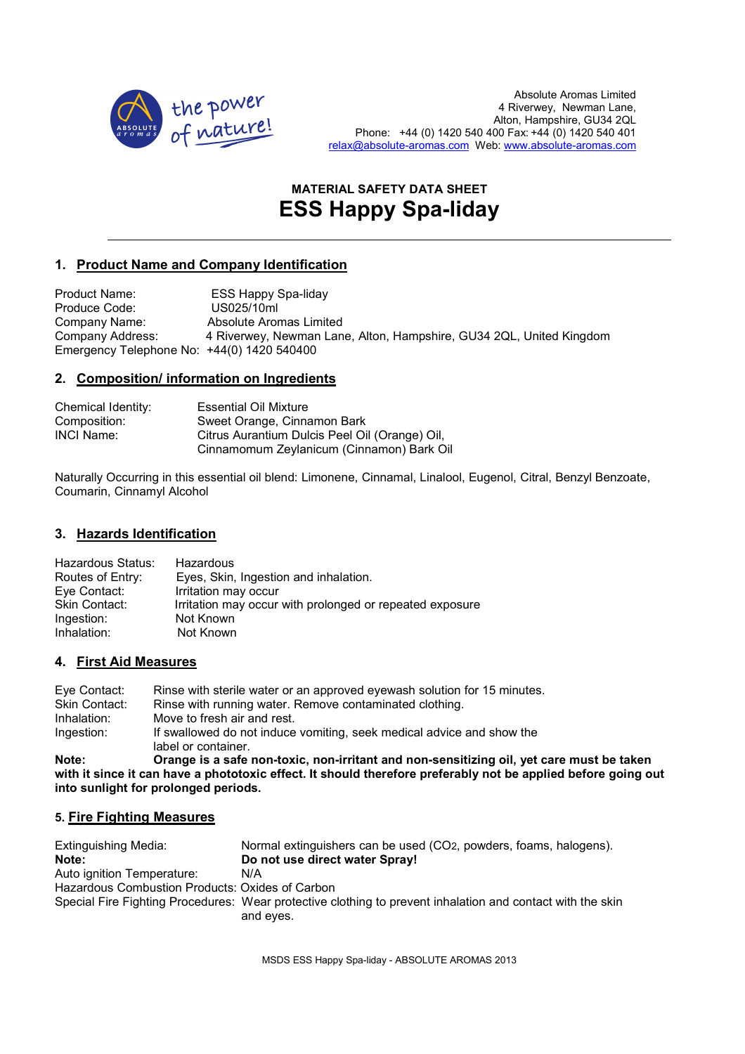Absolute Aromas Limited
4 Riverwey, Newman Lane,
Alton, Hampshire, GU34 2QL
Phone: +44 (0) 1420 540 400 Fax: +44 (0) 1420 540 401
relax@absolute-aromas.com Web: www.absolute-aromas.com

**MATERIAL SAFETY DATA SHEET**

# ESS Happy Spa-liday

## 1. Product Name and Company Identification

Product Name: ESS Happy Spa-liday
Produce Code: US025/10ml
Company Name: Absolute Aromas Limited
Company Address: 4 Riverwey, Newman Lane, Alton, Hampshire, GU34 2QL, United Kingdom
Emergency Telephone No: +44(0) 1420 540400

## 2. Composition/ information on Ingredients

Chemical Identity: Essential Oil Mixture
Composition: Sweet Orange, Cinnamon Bark
INCI Name: Citrus Aurantium Dulcis Peel Oil (Orange) Oil, Cinnamomum Zeylanicum (Cinnamon) Bark Oil

Naturally Occurring in this essential oil blend: Limonene, Cinnamal, Linalool, Eugenol, Citral, Benzyl Benzoate, Coumarin, Cinnamyl Alcohol

## 3. Hazards Identification

Hazardous Status: Hazardous
Routes of Entry: Eyes, Skin, Ingestion and inhalation.
Eye Contact: Irritation may occur
Skin Contact: Irritation may occur with prolonged or repeated exposure
Ingestion: Not Known
Inhalation: Not Known

## 4. First Aid Measures

Eye Contact: Rinse with sterile water or an approved eyewash solution for 15 minutes.
Skin Contact: Rinse with running water. Remove contaminated clothing.
Inhalation: Move to fresh air and rest.
Ingestion: If swallowed do not induce vomiting, seek medical advice and show the label or container.

**Note: Orange is a safe non-toxic, non-irritant and non-sensitizing oil, yet care must be taken with it since it can have a phototoxic effect. It should therefore preferably not be applied before going out into sunlight for prolonged periods.**

## 5. Fire Fighting Measures

Extinguishing Media: Normal extinguishers can be used ($CO_2$, powders, foams, halogens).
**Note: Do not use direct water Spray!**
Auto ignition Temperature: N/A
Hazardous Combustion Products: Oxides of Carbon
Special Fire Fighting Procedures: Wear protective clothing to prevent inhalation and contact with the skin and eyes.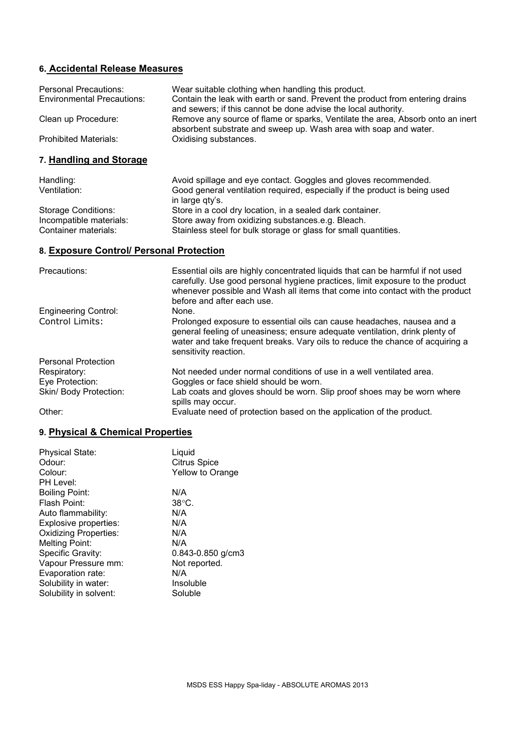## 6. Accidental Release Measures

| | |
|---|---|
| Personal Precautions: | Wear suitable clothing when handling this product. |
| Environmental Precautions: | Contain the leak with earth or sand. Prevent the product from entering drains and sewers; if this cannot be done advise the local authority. |
| Clean up Procedure: | Remove any source of flame or sparks, Ventilate the area, Absorb onto an inert absorbent substrate and sweep up. Wash area with soap and water. |
| Prohibited Materials: | Oxidising substances. |

## 7. Handling and Storage

| | |
|---|---|
| Handling: | Avoid spillage and eye contact. Goggles and gloves recommended. |
| Ventilation: | Good general ventilation required, especially if the product is being used in large qty's. |
| Storage Conditions: | Store in a cool dry location, in a sealed dark container. |
| Incompatible materials: | Store away from oxidizing substances.e.g. Bleach. |
| Container materials: | Stainless steel for bulk storage or glass for small quantities. |

## 8. Exposure Control/ Personal Protection

| | |
|---|---|
| Precautions: | Essential oils are highly concentrated liquids that can be harmful if not used carefully. Use good personal hygiene practices, limit exposure to the product whenever possible and Wash all items that come into contact with the product before and after each use. |
| Engineering Control: | None. |
| Control Limits: | Prolonged exposure to essential oils can cause headaches, nausea and a general feeling of uneasiness; ensure adequate ventilation, drink plenty of water and take frequent breaks. Vary oils to reduce the chance of acquiring a sensitivity reaction. |
| Personal Protection | |
| Respiratory: | Not needed under normal conditions of use in a well ventilated area. |
| Eye Protection: | Goggles or face shield should be worn. |
| Skin/ Body Protection: | Lab coats and gloves should be worn. Slip proof shoes may be worn where spills may occur. |
| Other: | Evaluate need of protection based on the application of the product. |

## 9. Physical & Chemical Properties

| | |
|---|---|
| Physical State: | Liquid |
| Odour: | Citrus Spice |
| Colour: | Yellow to Orange |
| PH Level: | |
| Boiling Point: | N/A |
| Flash Point: | 38°C. |
| Auto flammability: | N/A |
| Explosive properties: | N/A |
| Oxidizing Properties: | N/A |
| Melting Point: | N/A |
| Specific Gravity: | 0.843-0.850 g/cm3 |
| Vapour Pressure mm: | Not reported. |
| Evaporation rate: | N/A |
| Solubility in water: | Insoluble |
| Solubility in solvent: | Soluble |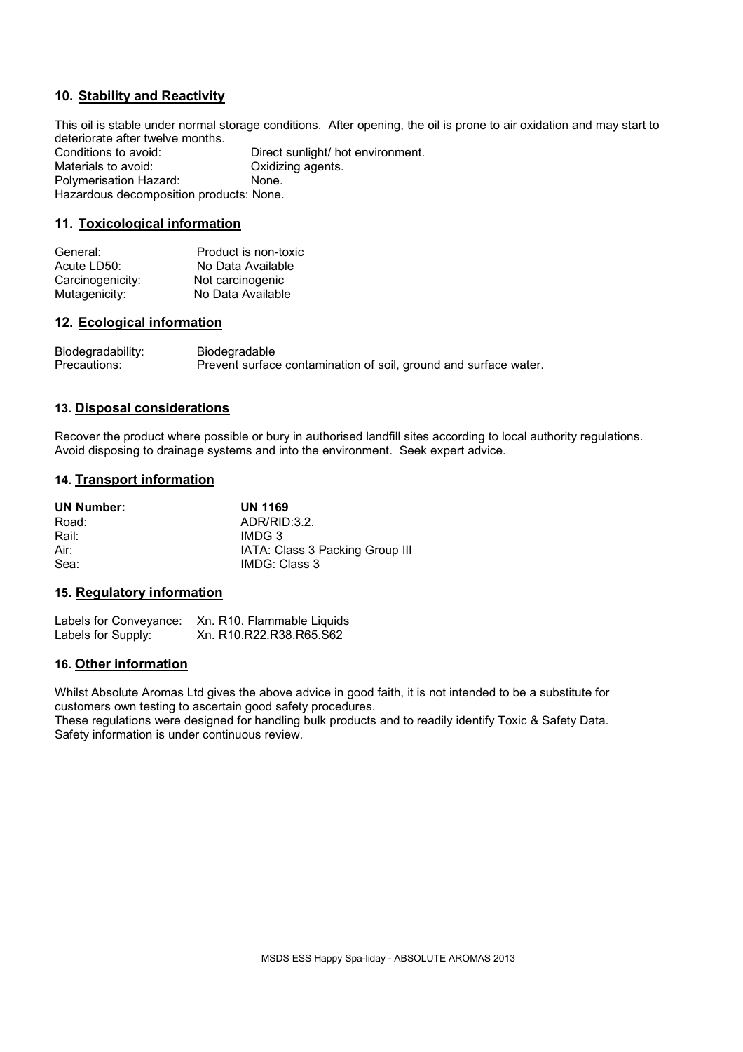## 10. Stability and Reactivity

This oil is stable under normal storage conditions. After opening, the oil is prone to air oxidation and may start to deteriorate after twelve months.

| | |
|---|---|
| Conditions to avoid: | Direct sunlight/ hot environment. |
| Materials to avoid: | Oxidizing agents. |
| Polymerisation Hazard: | None. |

Hazardous decomposition products: None.

## 11. Toxicological information

| | |
|---|---|
| General: | Product is non-toxic |
| Acute LD50: | No Data Available |
| Carcinogenicity: | Not carcinogenic |
| Mutagenicity: | No Data Available |

## 12. Ecological information

| | |
|---|---|
| Biodegradability: | Biodegradable |
| Precautions: | Prevent surface contamination of soil, ground and surface water. |

## 13. Disposal considerations

Recover the product where possible or bury in authorised landfill sites according to local authority regulations. Avoid disposing to drainage systems and into the environment. Seek expert advice.

## 14. Transport information

| **UN Number:** | **UN 1169** |
|---|---|
| Road: | ADR/RID:3.2. |
| Rail: | IMDG 3 |
| Air: | IATA: Class 3 Packing Group III |
| Sea: | IMDG: Class 3 |

## 15. Regulatory information

| | |
|---|---|
| Labels for Conveyance: | Xn. R10. Flammable Liquids |
| Labels for Supply: | Xn. R10.R22.R38.R65.S62 |

## 16. Other information

Whilst Absolute Aromas Ltd gives the above advice in good faith, it is not intended to be a substitute for customers own testing to ascertain good safety procedures.
These regulations were designed for handling bulk products and to readily identify Toxic & Safety Data.
Safety information is under continuous review.